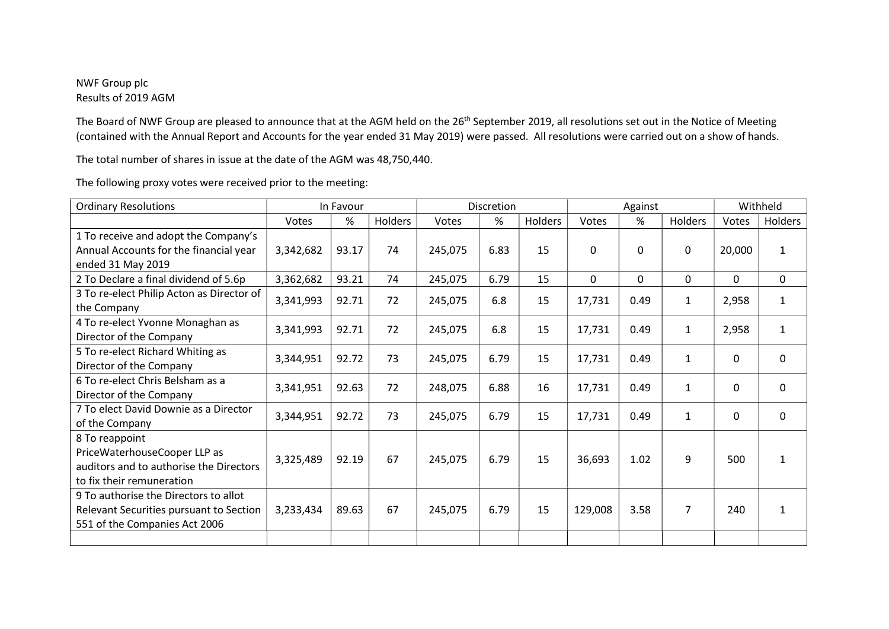NWF Group plc
Results of 2019 AGM

The Board of NWF Group are pleased to announce that at the AGM held on the 26th September 2019, all resolutions set out in the Notice of Meeting (contained with the Annual Report and Accounts for the year ended 31 May 2019) were passed. All resolutions were carried out on a show of hands.

The total number of shares in issue at the date of the AGM was 48,750,440.

The following proxy votes were received prior to the meeting:

| Ordinary Resolutions | In Favour | | | Discretion | | | Against | | | Withheld | |
|---|---|---|---|---|---|---|---|---|---|---|---|
| | Votes | % | Holders | Votes | % | Holders | Votes | % | Holders | Votes | Holders |
| 1 To receive and adopt the Company's Annual Accounts for the financial year ended 31 May 2019 | 3,342,682 | 93.17 | 74 | 245,075 | 6.83 | 15 | 0 | 0 | 0 | 20,000 | 1 |
| 2 To Declare a final dividend of 5.6p | 3,362,682 | 93.21 | 74 | 245,075 | 6.79 | 15 | 0 | 0 | 0 | 0 | 0 |
| 3 To re-elect Philip Acton as Director of the Company | 3,341,993 | 92.71 | 72 | 245,075 | 6.8 | 15 | 17,731 | 0.49 | 1 | 2,958 | 1 |
| 4 To re-elect Yvonne Monaghan as Director of the Company | 3,341,993 | 92.71 | 72 | 245,075 | 6.8 | 15 | 17,731 | 0.49 | 1 | 2,958 | 1 |
| 5 To re-elect Richard Whiting as Director of the Company | 3,344,951 | 92.72 | 73 | 245,075 | 6.79 | 15 | 17,731 | 0.49 | 1 | 0 | 0 |
| 6 To re-elect Chris Belsham as a Director of the Company | 3,341,951 | 92.63 | 72 | 248,075 | 6.88 | 16 | 17,731 | 0.49 | 1 | 0 | 0 |
| 7 To elect David Downie as a Director of the Company | 3,344,951 | 92.72 | 73 | 245,075 | 6.79 | 15 | 17,731 | 0.49 | 1 | 0 | 0 |
| 8 To reappoint PriceWaterhouseCooper LLP as auditors and to authorise the Directors to fix their remuneration | 3,325,489 | 92.19 | 67 | 245,075 | 6.79 | 15 | 36,693 | 1.02 | 9 | 500 | 1 |
| 9 To authorise the Directors to allot Relevant Securities pursuant to Section 551 of the Companies Act 2006 | 3,233,434 | 89.63 | 67 | 245,075 | 6.79 | 15 | 129,008 | 3.58 | 7 | 240 | 1 |
| | | | | | | | | | | | |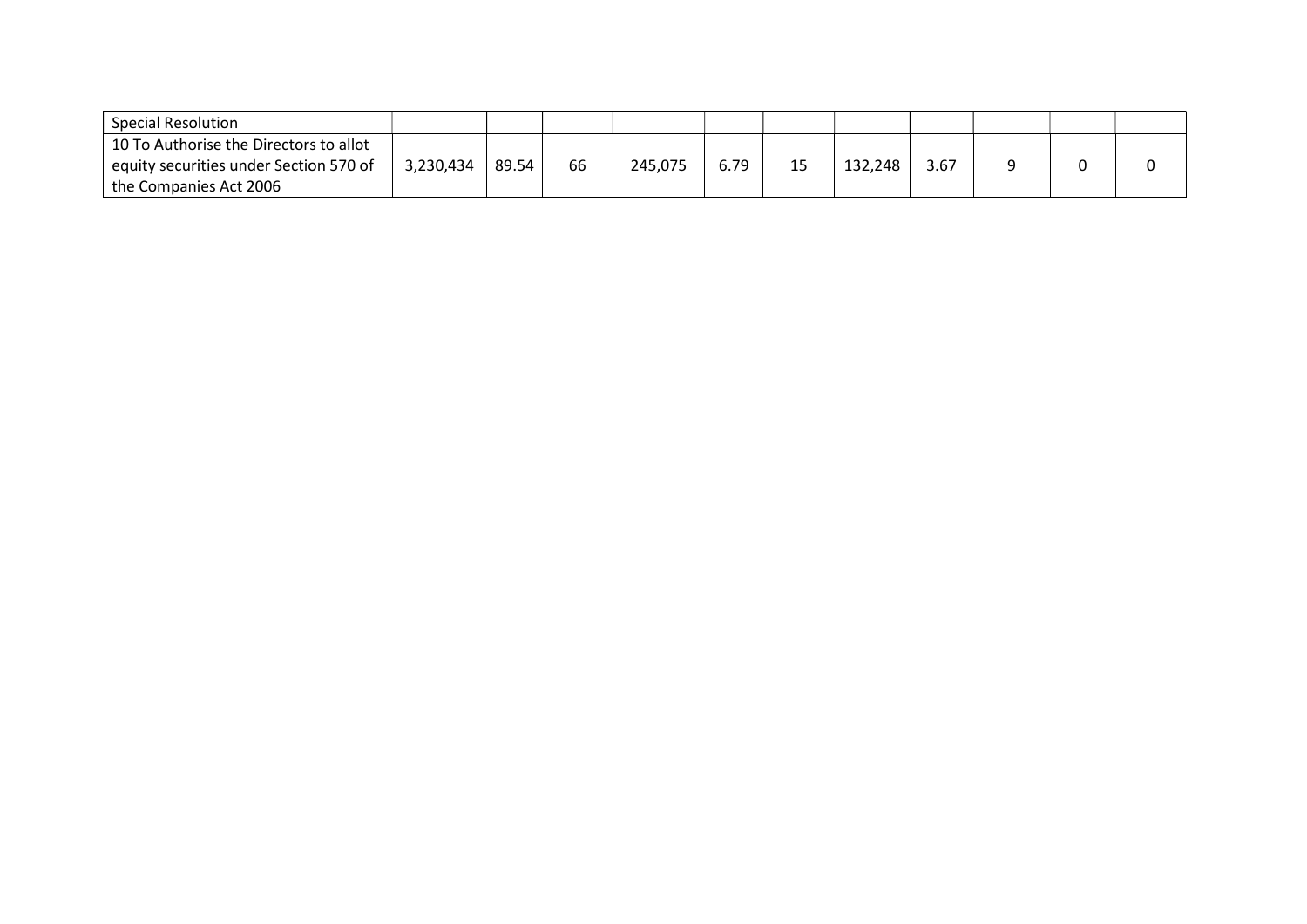| | | | | | | | | | | |
|---|---|---|---|---|---|---|---|---|---|---|
| Special Resolution | | | | | | | | | | |
| 10 To Authorise the Directors to allot equity securities under Section 570 of the Companies Act 2006 | 3,230,434 | 89.54 | 66 | 245,075 | 6.79 | 15 | 132,248 | 3.67 | 9 | 0 | 0 |